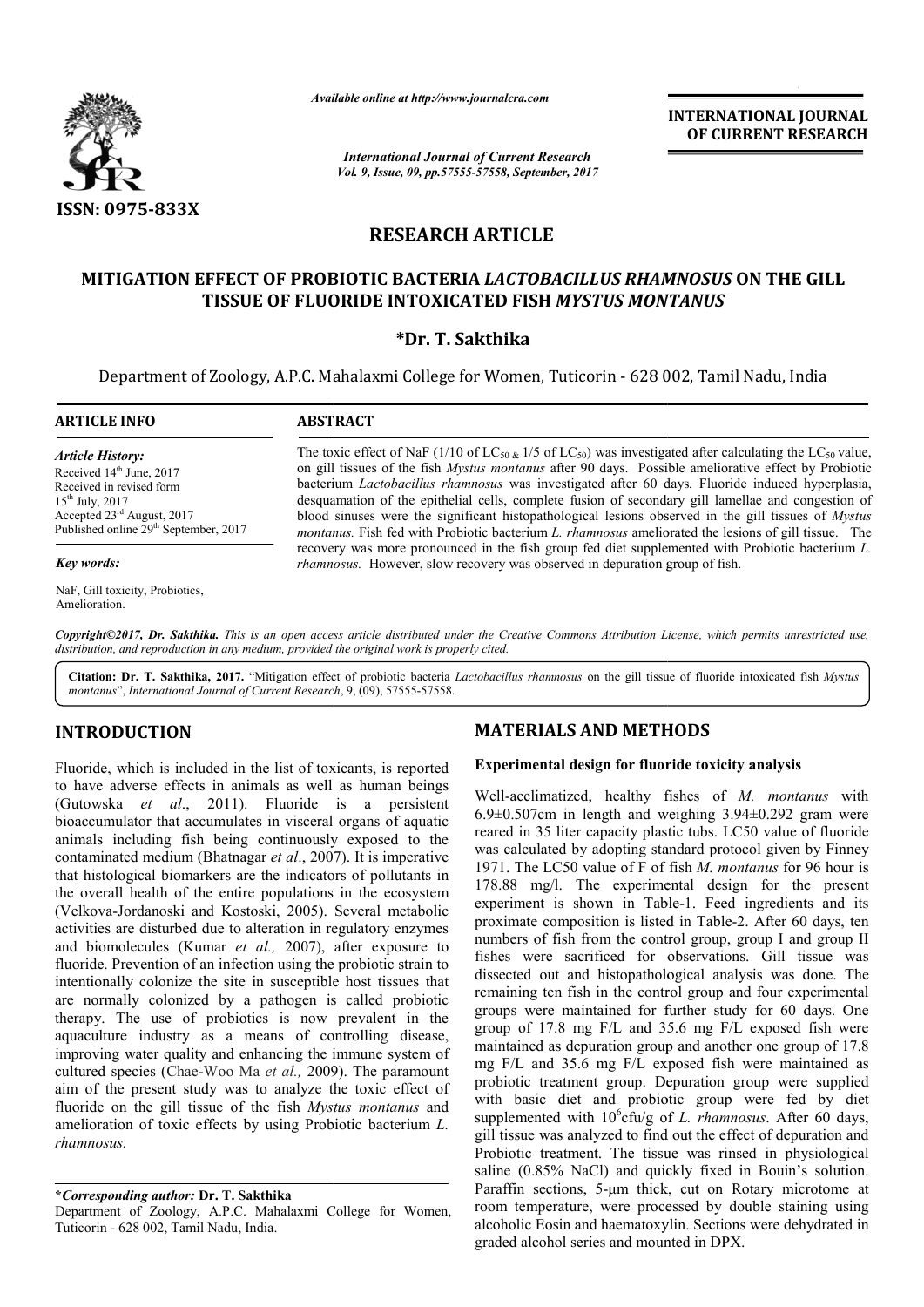# RESEARCH ARTICLE

## MITIGATION EFFECT OF PROBIOTIC BACTERIA *LACTOBACILLUS RHAMNOSUS* ON THE GILL TISSUE OF FLUORIDE INTOXICATED FISH *MYSTUS MONTANUS*

**\*Dr. T. Sakthika**

Department of Zoology, A.P.C. Mahalaxmi College for Women, Tuticorin - 628 002, Tamil Nadu, India

**ARTICLE INFO**

*Article History:*

Received 14th June, 2017
Received in revised form 15th July, 2017
Accepted 23rd August, 2017
Published online 29th September, 2017

*Key words:*

NaF, Gill toxicity, Probiotics, Amelioration.

**ABSTRACT**

The toxic effect of NaF (1/10 of $LC_{50}$ & 1/5 of $LC_{50}$) was investigated after calculating the $LC_{50}$ value, on gill tissues of the fish *Mystus montanus* after 90 days. Possible ameliorative effect by Probiotic bacterium *Lactobacillus rhamnosus* was investigated after 60 days. Fluoride induced hyperplasia, desquamation of the epithelial cells, complete fusion of secondary gill lamellae and congestion of blood sinuses were the significant histopathological lesions observed in the gill tissues of *Mystus montanus.* Fish fed with Probiotic bacterium *L. rhamnosus* ameliorated the lesions of gill tissue. The recovery was more pronounced in the fish group fed diet supplemented with Probiotic bacterium *L. rhamnosus.* However, slow recovery was observed in depuration group of fish.

*Copyright©2017, Dr. Sakthika. This is an open access article distributed under the Creative Commons Attribution License, which permits unrestricted use, distribution, and reproduction in any medium, provided the original work is properly cited.*

**Citation: Dr. T. Sakthika, 2017.** "Mitigation effect of probiotic bacteria *Lactobacillus rhamnosus* on the gill tissue of fluoride intoxicated fish *Mystus montanus*", *International Journal of Current Research*, 9, (09), 57555-57558.

## INTRODUCTION

Fluoride, which is included in the list of toxicants, is reported to have adverse effects in animals as well as human beings (Gutowska *et al*., 2011). Fluoride is a persistent bioaccumulator that accumulates in visceral organs of aquatic animals including fish being continuously exposed to the contaminated medium (Bhatnagar *et al*., 2007). It is imperative that histological biomarkers are the indicators of pollutants in the overall health of the entire populations in the ecosystem (Velkova-Jordanoski and Kostoski, 2005). Several metabolic activities are disturbed due to alteration in regulatory enzymes and biomolecules (Kumar *et al.,* 2007), after exposure to fluoride. Prevention of an infection using the probiotic strain to intentionally colonize the site in susceptible host tissues that are normally colonized by a pathogen is called probiotic therapy. The use of probiotics is now prevalent in the aquaculture industry as a means of controlling disease, improving water quality and enhancing the immune system of cultured species (Chae-Woo Ma *et al.,* 2009). The paramount aim of the present study was to analyze the toxic effect of fluoride on the gill tissue of the fish *Mystus montanus* and amelioration of toxic effects by using Probiotic bacterium *L. rhamnosus.*

\**Corresponding author:* **Dr. T. Sakthika**
Department of Zoology, A.P.C. Mahalaxmi College for Women, Tuticorin - 628 002, Tamil Nadu, India.

## MATERIALS AND METHODS

### Experimental design for fluoride toxicity analysis

Well-acclimatized, healthy fishes of *M. montanus* with 6.9±0.507cm in length and weighing 3.94±0.292 gram were reared in 35 liter capacity plastic tubs. LC50 value of fluoride was calculated by adopting standard protocol given by Finney 1971. The LC50 value of F of fish *M. montanus* for 96 hour is 178.88 mg/l. The experimental design for the present experiment is shown in Table-1. Feed ingredients and its proximate composition is listed in Table-2. After 60 days, ten numbers of fish from the control group, group I and group II fishes were sacrificed for observations. Gill tissue was dissected out and histopathological analysis was done. The remaining ten fish in the control group and four experimental groups were maintained for further study for 60 days. One group of 17.8 mg F/L and 35.6 mg F/L exposed fish were maintained as depuration group and another one group of 17.8 mg F/L and 35.6 mg F/L exposed fish were maintained as probiotic treatment group. Depuration group were supplied with basic diet and probiotic group were fed by diet supplemented with $10^6$cfu/g of *L. rhamnosus*. After 60 days, gill tissue was analyzed to find out the effect of depuration and Probiotic treatment. The tissue was rinsed in physiological saline (0.85% NaCl) and quickly fixed in Bouin's solution. Paraffin sections, 5-µm thick, cut on Rotary microtome at room temperature, were processed by double staining using alcoholic Eosin and haematoxylin. Sections were dehydrated in graded alcohol series and mounted in DPX.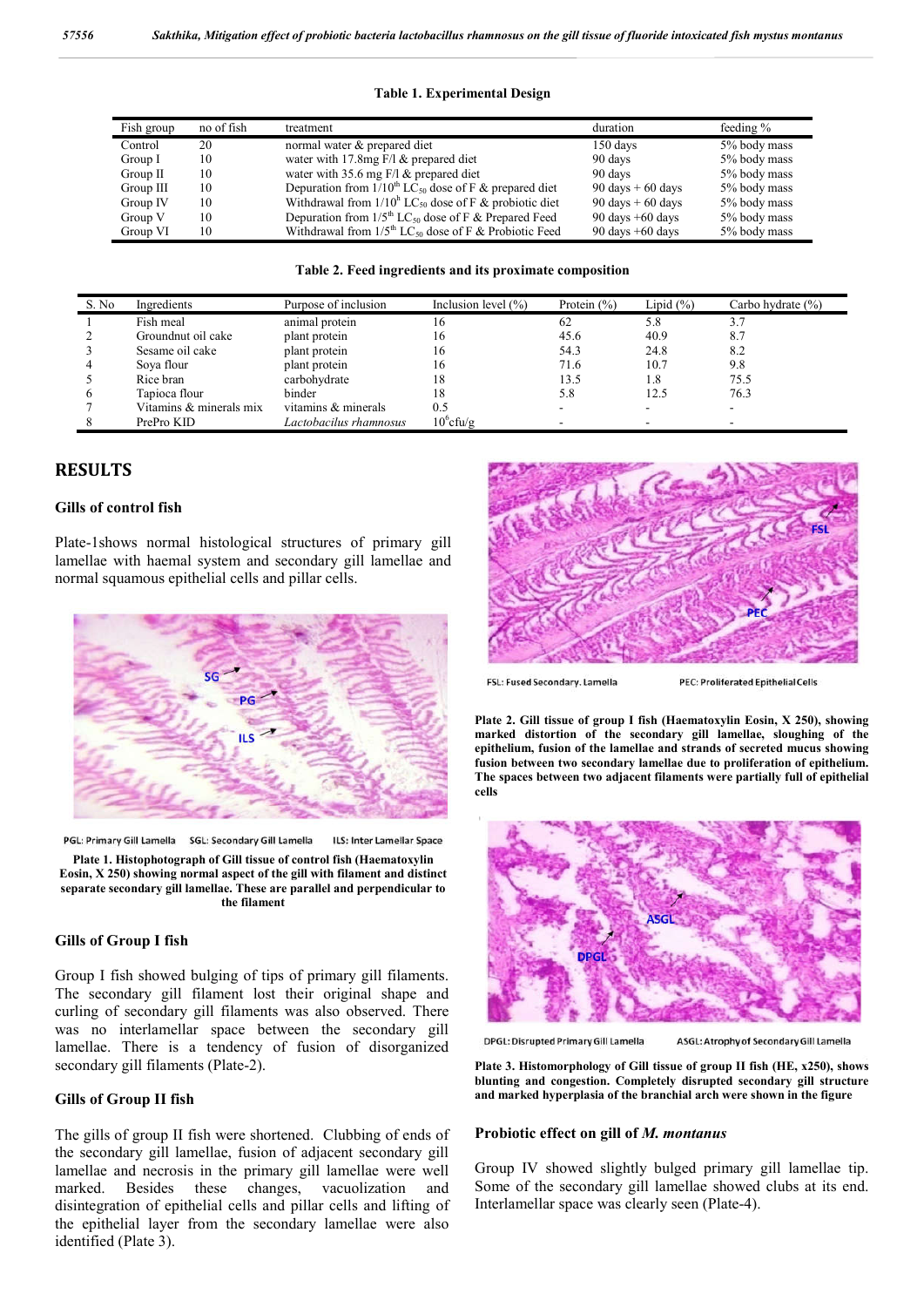**Table 1. Experimental Design**

| Fish group | no of fish | treatment | duration | feeding % |
|---|---|---|---|---|
| Control | 20 | normal water & prepared diet | 150 days | 5% body mass |
| Group I | 10 | water with 17.8mg F/l & prepared diet | 90 days | 5% body mass |
| Group II | 10 | water with 35.6 mg F/l & prepared diet | 90 days | 5% body mass |
| Group III | 10 | Depuration from 1/10[th] $LC_{50}$ dose of F & prepared diet | 90 days + 60 days | 5% body mass |
| Group IV | 10 | Withdrawal from 1/10[h] $LC_{50}$ dose of F & probiotic diet | 90 days + 60 days | 5% body mass |
| Group V | 10 | Depuration from 1/5[th] $LC_{50}$ dose of F & Prepared Feed | 90 days +60 days | 5% body mass |
| Group VI | 10 | Withdrawal from 1/5[th] $LC_{50}$ dose of F & Probiotic Feed | 90 days +60 days | 5% body mass |

**Table 2. Feed ingredients and its proximate composition**

| S. No | Ingredients | Purpose of inclusion | Inclusion level (%) | Protein (%) | Lipid (%) | Carbo hydrate (%) |
|---|---|---|---|---|---|---|
| 1 | Fish meal | animal protein | 16 | 62 | 5.8 | 3.7 |
| 2 | Groundnut oil cake | plant protein | 16 | 45.6 | 40.9 | 8.7 |
| 3 | Sesame oil cake | plant protein | 16 | 54.3 | 24.8 | 8.2 |
| 4 | Soya flour | plant protein | 16 | 71.6 | 10.7 | 9.8 |
| 5 | Rice bran | carbohydrate | 18 | 13.5 | 1.8 | 75.5 |
| 6 | Tapioca flour | binder | 18 | 5.8 | 12.5 | 76.3 |
| 7 | Vitamins & minerals mix | vitamins & minerals | 0.5 | - | - | - |
| 8 | PrePro KID | *Lactobacilus rhamnosus* | $10^6$cfu/g | - | - | - |

## RESULTS

### Gills of control fish

Plate-1shows normal histological structures of primary gill lamellae with haemal system and secondary gill lamellae and normal squamous epithelial cells and pillar cells.

PGL: Primary Gill Lamella SGL: Secondary Gill Lamella ILS: Inter Lamellar Space

**Plate 1. Histophotograph of Gill tissue of control fish (Haematoxylin Eosin, X 250) showing normal aspect of the gill with filament and distinct separate secondary gill lamellae. These are parallel and perpendicular to the filament**

### Gills of Group I fish

Group I fish showed bulging of tips of primary gill filaments. The secondary gill filament lost their original shape and curling of secondary gill filaments was also observed. There was no interlamellar space between the secondary gill lamellae. There is a tendency of fusion of disorganized secondary gill filaments (Plate-2).

### Gills of Group II fish

The gills of group II fish were shortened. Clubbing of ends of the secondary gill lamellae, fusion of adjacent secondary gill lamellae and necrosis in the primary gill lamellae were well marked. Besides these changes, vacuolization and disintegration of epithelial cells and pillar cells and lifting of the epithelial layer from the secondary lamellae were also identified (Plate 3).

FSL: Fused Secondary. Lamella PEC: Proliferated Epithelial Cells

**Plate 2. Gill tissue of group I fish (Haematoxylin Eosin, X 250), showing marked distortion of the secondary gill lamellae, sloughing of the epithelium, fusion of the lamellae and strands of secreted mucus showing fusion between two secondary lamellae due to proliferation of epithelium. The spaces between two adjacent filaments were partially full of epithelial cells**

DPGL: Disrupted Primary Gill Lamella ASGL: Atrophy of Secondary Gill Lamella

**Plate 3. Histomorphology of Gill tissue of group II fish (HE, x250), shows blunting and congestion. Completely disrupted secondary gill structure and marked hyperplasia of the branchial arch were shown in the figure**

### Probiotic effect on gill of *M. montanus*

Group IV showed slightly bulged primary gill lamellae tip. Some of the secondary gill lamellae showed clubs at its end. Interlamellar space was clearly seen (Plate-4).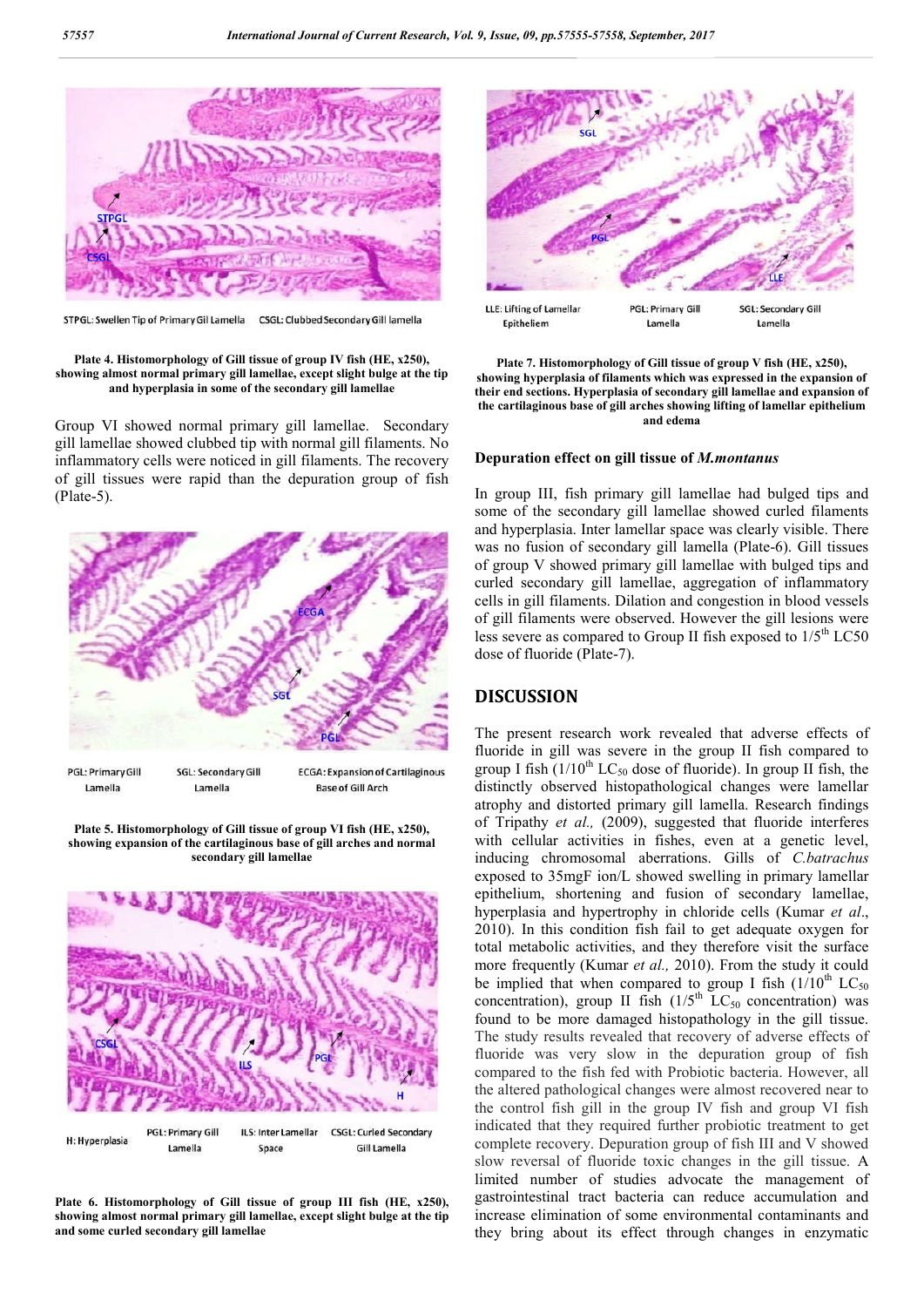STPGL: Swellen Tip of Primary Gill Lamella    CSGL: Clubbed Secondary Gill lamella

**Plate 4. Histomorphology of Gill tissue of group IV fish (HE, x250), showing almost normal primary gill lamellae, except slight bulge at the tip and hyperplasia in some of the secondary gill lamellae**

Group VI showed normal primary gill lamellae. Secondary gill lamellae showed clubbed tip with normal gill filaments. No inflammatory cells were noticed in gill filaments. The recovery of gill tissues were rapid than the depuration group of fish (Plate-5).

PGL: Primary Gill Lamella    SGL: Secondary Gill Lamella    ECGA: Expansion of Cartilaginous Base of Gill Arch

**Plate 5. Histomorphology of Gill tissue of group VI fish (HE, x250), showing expansion of the cartilaginous base of gill arches and normal secondary gill lamellae**

H: Hyperplasia    PGL: Primary Gill Lamella    ILS: Inter Lamellar Space    CSGL: Curled Secondary Gill Lamella

**Plate 6. Histomorphology of Gill tissue of group III fish (HE, x250), showing almost normal primary gill lamellae, except slight bulge at the tip and some curled secondary gill lamellae**

LLE: Lifting of Lamellar Epitheliem    PGL: Primary Gill Lamella    SGL: Secondary Gill Lamella

**Plate 7. Histomorphology of Gill tissue of group V fish (HE, x250), showing hyperplasia of filaments which was expressed in the expansion of their end sections. Hyperplasia of secondary gill lamellae and expansion of the cartilaginous base of gill arches showing lifting of lamellar epithelium and edema**

### Depuration effect on gill tissue of *M.montanus*

In group III, fish primary gill lamellae had bulged tips and some of the secondary gill lamellae showed curled filaments and hyperplasia. Inter lamellar space was clearly visible. There was no fusion of secondary gill lamella (Plate-6). Gill tissues of group V showed primary gill lamellae with bulged tips and curled secondary gill lamellae, aggregation of inflammatory cells in gill filaments. Dilation and congestion in blood vessels of gill filaments were observed. However the gill lesions were less severe as compared to Group II fish exposed to 1/5$^{th}$ LC50 dose of fluoride (Plate-7).

## DISCUSSION

The present research work revealed that adverse effects of fluoride in gill was severe in the group II fish compared to group I fish (1/10$^{th}$ $LC_{50}$ dose of fluoride). In group II fish, the distinctly observed histopathological changes were lamellar atrophy and distorted primary gill lamella. Research findings of Tripathy *et al.,* (2009), suggested that fluoride interferes with cellular activities in fishes, even at a genetic level, inducing chromosomal aberrations. Gills of *C.batrachus* exposed to 35mgF ion/L showed swelling in primary lamellar epithelium, shortening and fusion of secondary lamellae, hyperplasia and hypertrophy in chloride cells (Kumar *et al*., 2010). In this condition fish fail to get adequate oxygen for total metabolic activities, and they therefore visit the surface more frequently (Kumar *et al.,* 2010). From the study it could be implied that when compared to group I fish (1/10$^{th}$ $LC_{50}$ concentration), group II fish (1/5$^{th}$ $LC_{50}$ concentration) was found to be more damaged histopathology in the gill tissue. The study results revealed that recovery of adverse effects of fluoride was very slow in the depuration group of fish compared to the fish fed with Probiotic bacteria. However, all the altered pathological changes were almost recovered near to the control fish gill in the group IV fish and group VI fish indicated that they required further probiotic treatment to get complete recovery. Depuration group of fish III and V showed slow reversal of fluoride toxic changes in the gill tissue. A limited number of studies advocate the management of gastrointestinal tract bacteria can reduce accumulation and increase elimination of some environmental contaminants and they bring about its effect through changes in enzymatic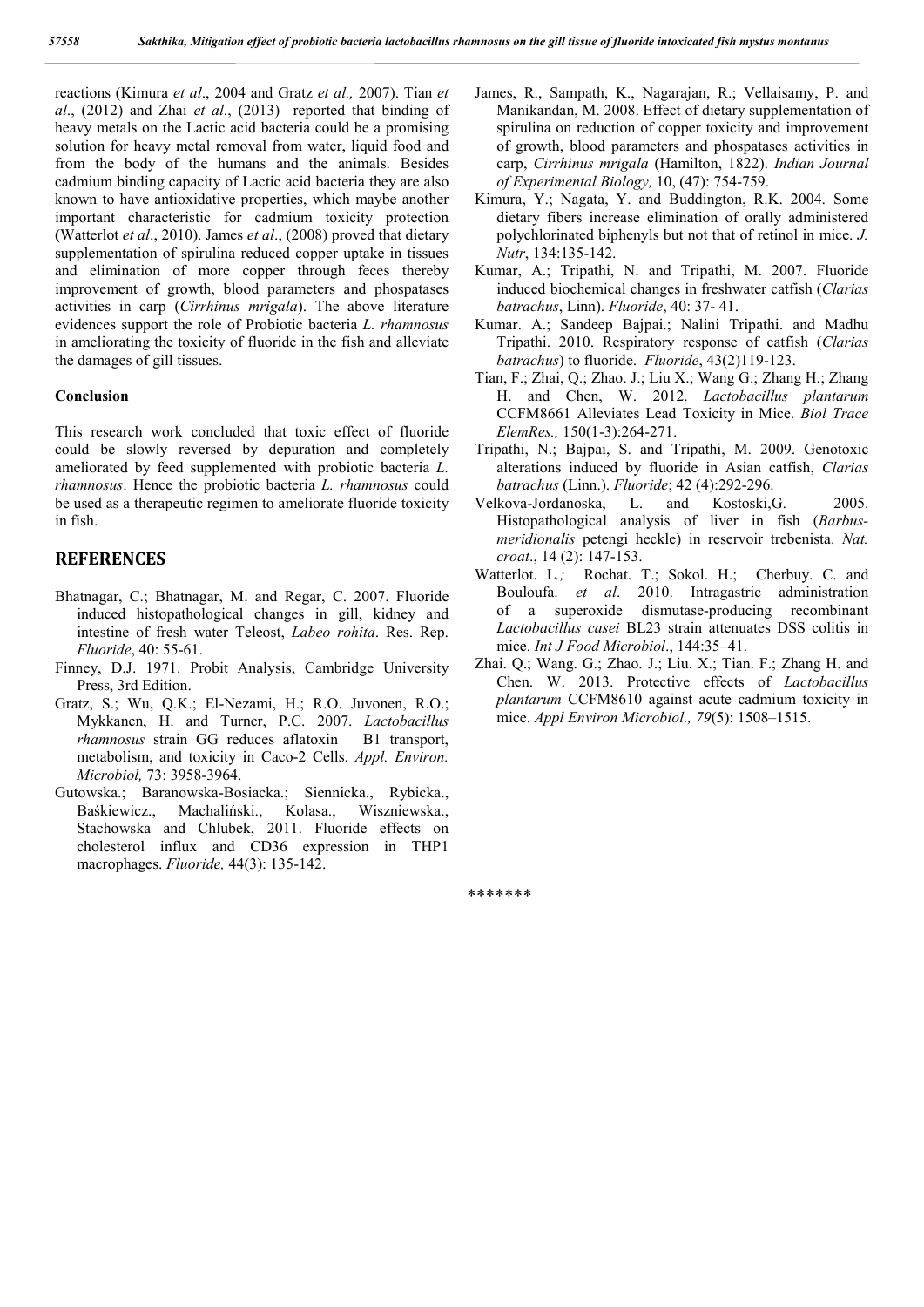reactions (Kimura *et al*., 2004 and Gratz *et al.,* 2007). Tian *et al*., (2012) and Zhai *et al*., (2013) reported that binding of heavy metals on the Lactic acid bacteria could be a promising solution for heavy metal removal from water, liquid food and from the body of the humans and the animals. Besides cadmium binding capacity of Lactic acid bacteria they are also known to have antioxidative properties, which maybe another important characteristic for cadmium toxicity protection (Watterlot *et al*., 2010). James *et al*., (2008) proved that dietary supplementation of spirulina reduced copper uptake in tissues and elimination of more copper through feces thereby improvement of growth, blood parameters and phospatases activities in carp (*Cirrhinus mrigala*). The above literature evidences support the role of Probiotic bacteria *L. rhamnosus* in ameliorating the toxicity of fluoride in the fish and alleviate the damages of gill tissues.

**Conclusion**

This research work concluded that toxic effect of fluoride could be slowly reversed by depuration and completely ameliorated by feed supplemented with probiotic bacteria *L. rhamnosus*. Hence the probiotic bacteria *L. rhamnosus* could be used as a therapeutic regimen to ameliorate fluoride toxicity in fish.

## REFERENCES

- Bhatnagar, C.; Bhatnagar, M. and Regar, C. 2007. Fluoride induced histopathological changes in gill, kidney and intestine of fresh water Teleost, *Labeo rohita*. Res. Rep. *Fluoride*, 40: 55-61.
- Finney, D.J. 1971. Probit Analysis, Cambridge University Press, 3rd Edition.
- Gratz, S.; Wu, Q.K.; El-Nezami, H.; R.O. Juvonen, R.O.; Mykkanen, H. and Turner, P.C. 2007. *Lactobacillus rhamnosus* strain GG reduces aflatoxin B1 transport, metabolism, and toxicity in Caco-2 Cells. *Appl. Environ. Microbiol,* 73: 3958-3964.
- Gutowska.; Baranowska-Bosiacka.; Siennicka., Rybicka., Baśkiewicz., Machaliński., Kolasa., Wiszniewska., Stachowska and Chlubek, 2011. Fluoride effects on cholesterol influx and CD36 expression in THP1 macrophages. *Fluoride,* 44(3): 135-142.
- James, R., Sampath, K., Nagarajan, R.; Vellaisamy, P. and Manikandan, M. 2008. Effect of dietary supplementation of spirulina on reduction of copper toxicity and improvement of growth, blood parameters and phospatases activities in carp, *Cirrhinus mrigala* (Hamilton, 1822). *Indian Journal of Experimental Biology,* 10, (47): 754-759.
- Kimura, Y.; Nagata, Y. and Buddington, R.K. 2004. Some dietary fibers increase elimination of orally administered polychlorinated biphenyls but not that of retinol in mice. *J. Nutr*, 134:135-142.
- Kumar, A.; Tripathi, N. and Tripathi, M. 2007. Fluoride induced biochemical changes in freshwater catfish (*Clarias batrachus*, Linn). *Fluoride*, 40: 37- 41.
- Kumar. A.; Sandeep Bajpai.; Nalini Tripathi. and Madhu Tripathi. 2010. Respiratory response of catfish (*Clarias batrachus*) to fluoride. *Fluoride*, 43(2)119-123.
- Tian, F.; Zhai, Q.; Zhao. J.; Liu X.; Wang G.; Zhang H.; Zhang H. and Chen, W. 2012. *Lactobacillus plantarum* CCFM8661 Alleviates Lead Toxicity in Mice. *Biol Trace ElemRes.,* 150(1-3):264-271.
- Tripathi, N.; Bajpai, S. and Tripathi, M. 2009. Genotoxic alterations induced by fluoride in Asian catfish, *Clarias batrachus* (Linn.). *Fluoride*; 42 (4):292-296.
- Velkova-Jordanoska, L. and Kostoski,G. 2005. Histopathological analysis of liver in fish (*Barbus-meridionalis* petengi heckle) in reservoir trebenista. *Nat. croat*., 14 (2): 147-153.
- Watterlot. L.; Rochat. T.; Sokol. H.; Cherbuy. C. and Bouloufa. *et al*. 2010. Intragastric administration of a superoxide dismutase-producing recombinant *Lactobacillus casei* BL23 strain attenuates DSS colitis in mice. *Int J Food Microbiol*., 144:35–41.
- Zhai. Q.; Wang. G.; Zhao. J.; Liu. X.; Tian. F.; Zhang H. and Chen. W. 2013. Protective effects of *Lactobacillus plantarum* CCFM8610 against acute cadmium toxicity in mice. *Appl Environ Microbiol., 79*(5): 1508–1515.

*******